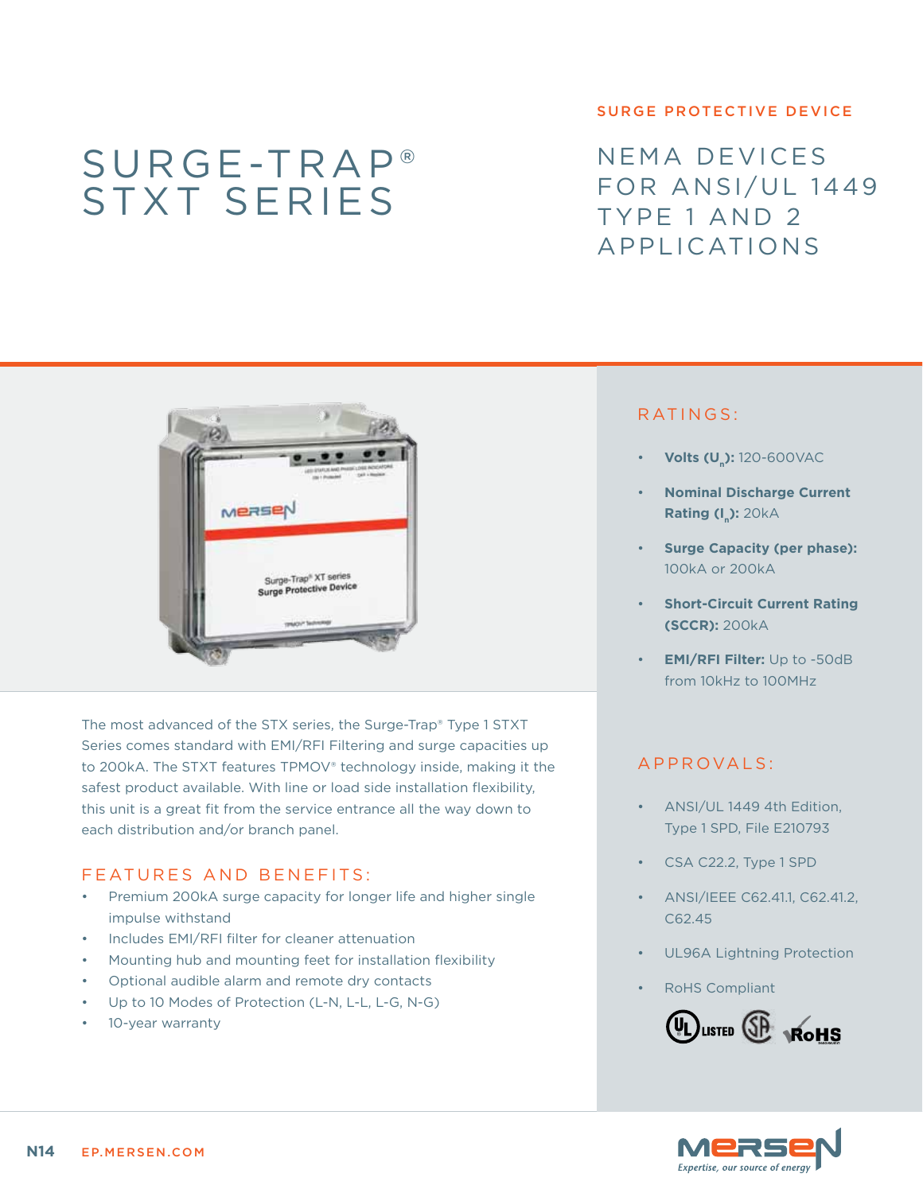SURGE PROTECTIVE DEVICE

# SURGE-TRAP® STXT SERIES

## NEMA DEVICES FOR ANSI/UL 1449 TYPE 1 AND 2 APPLICATIONS

The most advanced of the STX series, the Surge-Trap® Type 1 STXT Series comes standard with EMI/RFI Filtering and surge capacities up to 200kA. The STXT features TPMOV® technology inside, making it the safest product available. With line or load side installation flexibility, this unit is a great fit from the service entrance all the way down to each distribution and/or branch panel.

### FEATURES AND BENEFITS:

- Premium 200kA surge capacity for longer life and higher single impulse withstand
- Includes EMI/RFI filter for cleaner attenuation
- Mounting hub and mounting feet for installation flexibility
- Optional audible alarm and remote dry contacts
- Up to 10 Modes of Protection (L-N, L-L, L-G, N-G)
- 10-year warranty

### RATINGS:

- **Volts ($U_n$):** 120-600VAC
- **Nominal Discharge Current Rating ($I_n$):** 20kA
- **Surge Capacity (per phase):** 100kA or 200kA
- **Short-Circuit Current Rating (SCCR):** 200kA
- **EMI/RFI Filter:** Up to -50dB from 10kHz to 100MHz

### APPROVALS:

- ANSI/UL 1449 4th Edition, Type 1 SPD, File E210793
- CSA C22.2, Type 1 SPD
- ANSI/IEEE C62.41.1, C62.41.2, C62.45
- UL96A Lightning Protection
- RoHS Compliant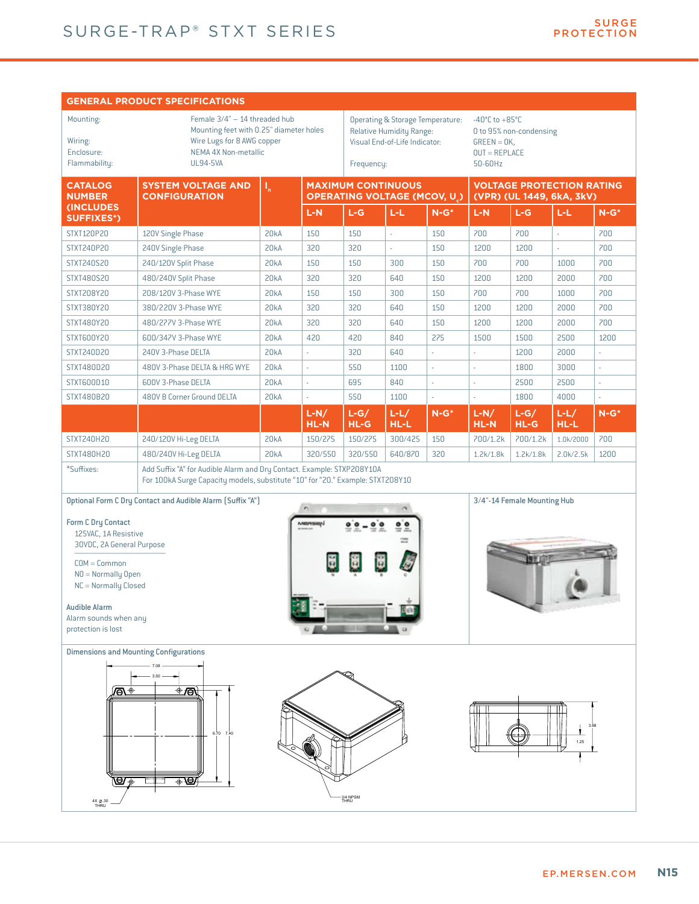# SURGE-TRAP® STXT SERIES

## GENERAL PRODUCT SPECIFICATIONS

| | | | |
|---|---|---|---|
| Mounting: | Female 3/4" – 14 threaded hub<br>Mounting feet with 0.25" diameter holes | Operating & Storage Temperature: | -40°C to +85°C |
| Wiring: | Wire Lugs for 8 AWG copper | Relative Humidity Range: | 0 to 95% non-condensing |
| Enclosure: | NEMA 4X Non-metallic | Visual End-of-Life Indicator: | GREEN = OK,<br>OUT = REPLACE |
| Flammability: | UL94-5VA | Frequency: | 50-60Hz |

| CATALOG NUMBER (INCLUDES SUFFIXES*) | SYSTEM VOLTAGE AND CONFIGURATION | $I_n$ | MAXIMUM CONTINUOUS OPERATING VOLTAGE (MCOV, $U_c$) | | | | VOLTAGE PROTECTION RATING (VPR) (UL 1449, 6kA, 3kV) | | | |
|---|---|---|---|---|---|---|---|---|---|---|
| | | | L-N | L-G | L-L | N-G* | L-N | L-G | L-L | N-G* |
| STXT120P20 | 120V Single Phase | 20kA | 150 | 150 | - | 150 | 700 | 700 | - | 700 |
| STXT240P20 | 240V Single Phase | 20kA | 320 | 320 | - | 150 | 1200 | 1200 | - | 700 |
| STXT240S20 | 240/120V Split Phase | 20kA | 150 | 150 | 300 | 150 | 700 | 700 | 1000 | 700 |
| STXT480S20 | 480/240V Split Phase | 20kA | 320 | 320 | 640 | 150 | 1200 | 1200 | 2000 | 700 |
| STXT208Y20 | 208/120V 3-Phase WYE | 20kA | 150 | 150 | 300 | 150 | 700 | 700 | 1000 | 700 |
| STXT380Y20 | 380/220V 3-Phase WYE | 20kA | 320 | 320 | 640 | 150 | 1200 | 1200 | 2000 | 700 |
| STXT480Y20 | 480/277V 3-Phase WYE | 20kA | 320 | 320 | 640 | 150 | 1200 | 1200 | 2000 | 700 |
| STXT600Y20 | 600/347V 3-Phase WYE | 20kA | 420 | 420 | 840 | 275 | 1500 | 1500 | 2500 | 1200 |
| STXT240D20 | 240V 3-Phase DELTA | 20kA | - | 320 | 640 | - | - | 1200 | 2000 | - |
| STXT480D20 | 480V 3-Phase DELTA & HRG WYE | 20kA | - | 550 | 1100 | - | - | 1800 | 3000 | - |
| STXT600D10 | 600V 3-Phase DELTA | 20kA | - | 695 | 840 | - | - | 2500 | 2500 | - |
| STXT480B20 | 480V B Corner Ground DELTA | 20kA | - | 550 | 1100 | - | - | 1800 | 4000 | - |
| | | | L-N/ HL-N | L-G/ HL-G | L-L/ HL-L | N-G* | L-N/ HL-N | L-G/ HL-G | L-L/ HL-L | N-G* |
| STXT240H20 | 240/120V Hi-Leg DELTA | 20kA | 150/275 | 150/275 | 300/425 | 150 | 700/1.2k | 700/1.2k | 1.0k/2000 | 700 |
| STXT480H20 | 480/240V Hi-Leg DELTA | 20kA | 320/550 | 320/550 | 640/870 | 320 | 1.2k/1.8k | 1.2k/1.8k | 2.0k/2.5k | 1200 |

*Suffixes: Add Suffix "A" for Audible Alarm and Dry Contact. Example: STXP208Y10A
For 100kA Surge Capacity models, substitute "10" for "20." Example: STXT208Y10

### Optional Form C Dry Contact and Audible Alarm (Suffix "A")

**Form C Dry Contact**

125VAC, 1A Resistive
30VDC, 2A General Purpose

COM = Common
NO = Normally Open
NC = Normally Closed

**Audible Alarm**

Alarm sounds when any protection is lost

### 3/4"-14 Female Mounting Hub

### Dimensions and Mounting Configurations

7.08
3.50
6.70
7.40
4X ⌀.30 THRU
3/4 NPSM THRU
3.58
1.25